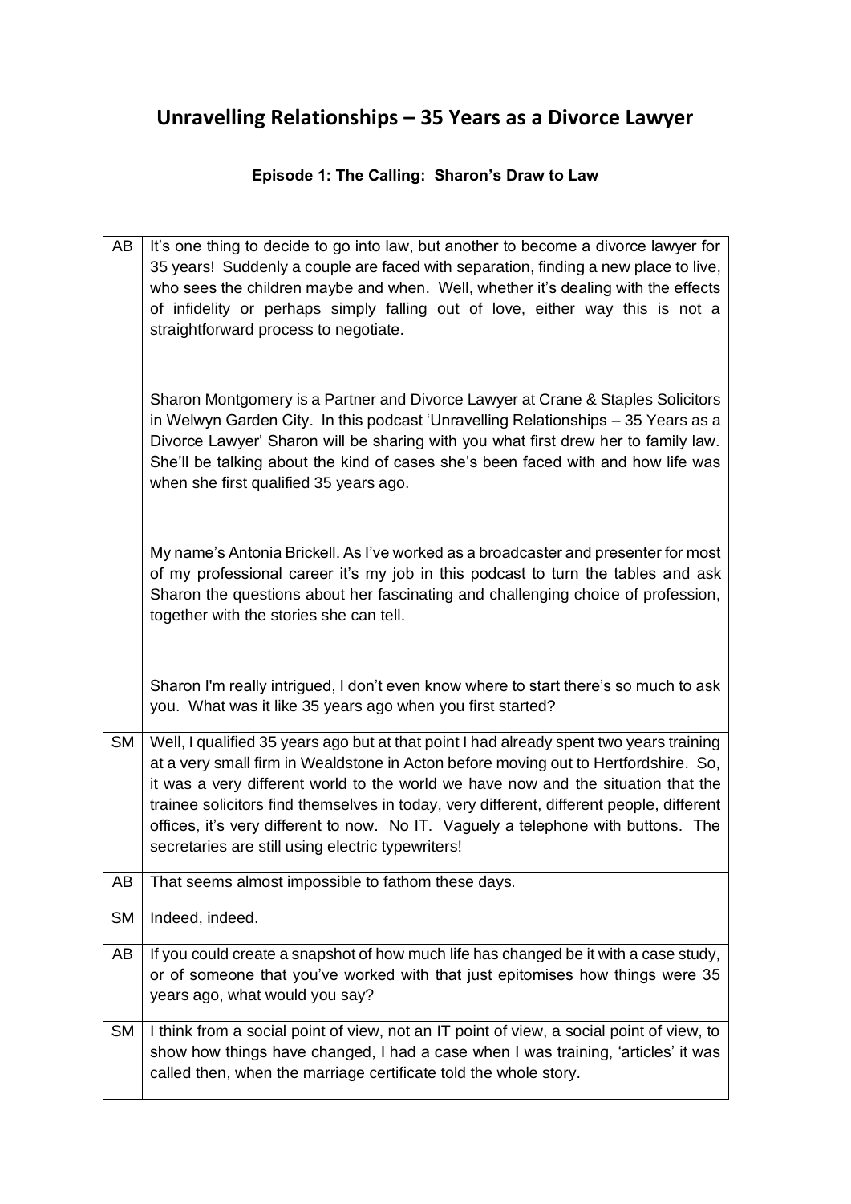# Unravelling Relationships – 35 Years as a Divorce Lawyer

### Episode 1: The Calling: Sharon's Draw to Law

| | |
|---|---|
| AB | It's one thing to decide to go into law, but another to become a divorce lawyer for 35 years! Suddenly a couple are faced with separation, finding a new place to live, who sees the children maybe and when. Well, whether it's dealing with the effects of infidelity or perhaps simply falling out of love, either way this is not a straightforward process to negotiate.<br><br>Sharon Montgomery is a Partner and Divorce Lawyer at Crane & Staples Solicitors in Welwyn Garden City. In this podcast 'Unravelling Relationships – 35 Years as a Divorce Lawyer' Sharon will be sharing with you what first drew her to family law. She'll be talking about the kind of cases she's been faced with and how life was when she first qualified 35 years ago.<br><br>My name's Antonia Brickell. As I've worked as a broadcaster and presenter for most of my professional career it's my job in this podcast to turn the tables and ask Sharon the questions about her fascinating and challenging choice of profession, together with the stories she can tell.<br><br>Sharon I'm really intrigued, I don't even know where to start there's so much to ask you. What was it like 35 years ago when you first started? |
| SM | Well, I qualified 35 years ago but at that point I had already spent two years training at a very small firm in Wealdstone in Acton before moving out to Hertfordshire. So, it was a very different world to the world we have now and the situation that the trainee solicitors find themselves in today, very different, different people, different offices, it's very different to now. No IT. Vaguely a telephone with buttons. The secretaries are still using electric typewriters! |
| AB | That seems almost impossible to fathom these days. |
| SM | Indeed, indeed. |
| AB | If you could create a snapshot of how much life has changed be it with a case study, or of someone that you've worked with that just epitomises how things were 35 years ago, what would you say? |
| SM | I think from a social point of view, not an IT point of view, a social point of view, to show how things have changed, I had a case when I was training, 'articles' it was called then, when the marriage certificate told the whole story. |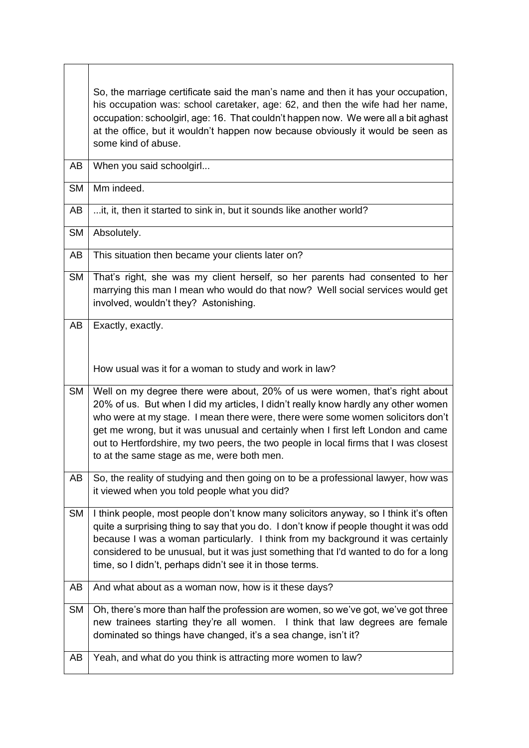| | |
|---|---|
| | So, the marriage certificate said the man's name and then it has your occupation, his occupation was: school caretaker, age: 62, and then the wife had her name, occupation: schoolgirl, age: 16. That couldn't happen now. We were all a bit aghast at the office, but it wouldn't happen now because obviously it would be seen as some kind of abuse. |
| AB | When you said schoolgirl... |
| SM | Mm indeed. |
| AB | ...it, it, then it started to sink in, but it sounds like another world? |
| SM | Absolutely. |
| AB | This situation then became your clients later on? |
| SM | That's right, she was my client herself, so her parents had consented to her marrying this man I mean who would do that now? Well social services would get involved, wouldn't they? Astonishing. |
| AB | Exactly, exactly.<br><br>How usual was it for a woman to study and work in law? |
| SM | Well on my degree there were about, 20% of us were women, that's right about 20% of us. But when I did my articles, I didn't really know hardly any other women who were at my stage. I mean there were, there were some women solicitors don't get me wrong, but it was unusual and certainly when I first left London and came out to Hertfordshire, my two peers, the two people in local firms that I was closest to at the same stage as me, were both men. |
| AB | So, the reality of studying and then going on to be a professional lawyer, how was it viewed when you told people what you did? |
| SM | I think people, most people don't know many solicitors anyway, so I think it's often quite a surprising thing to say that you do. I don't know if people thought it was odd because I was a woman particularly. I think from my background it was certainly considered to be unusual, but it was just something that I'd wanted to do for a long time, so I didn't, perhaps didn't see it in those terms. |
| AB | And what about as a woman now, how is it these days? |
| SM | Oh, there's more than half the profession are women, so we've got, we've got three new trainees starting they're all women. I think that law degrees are female dominated so things have changed, it's a sea change, isn't it? |
| AB | Yeah, and what do you think is attracting more women to law? |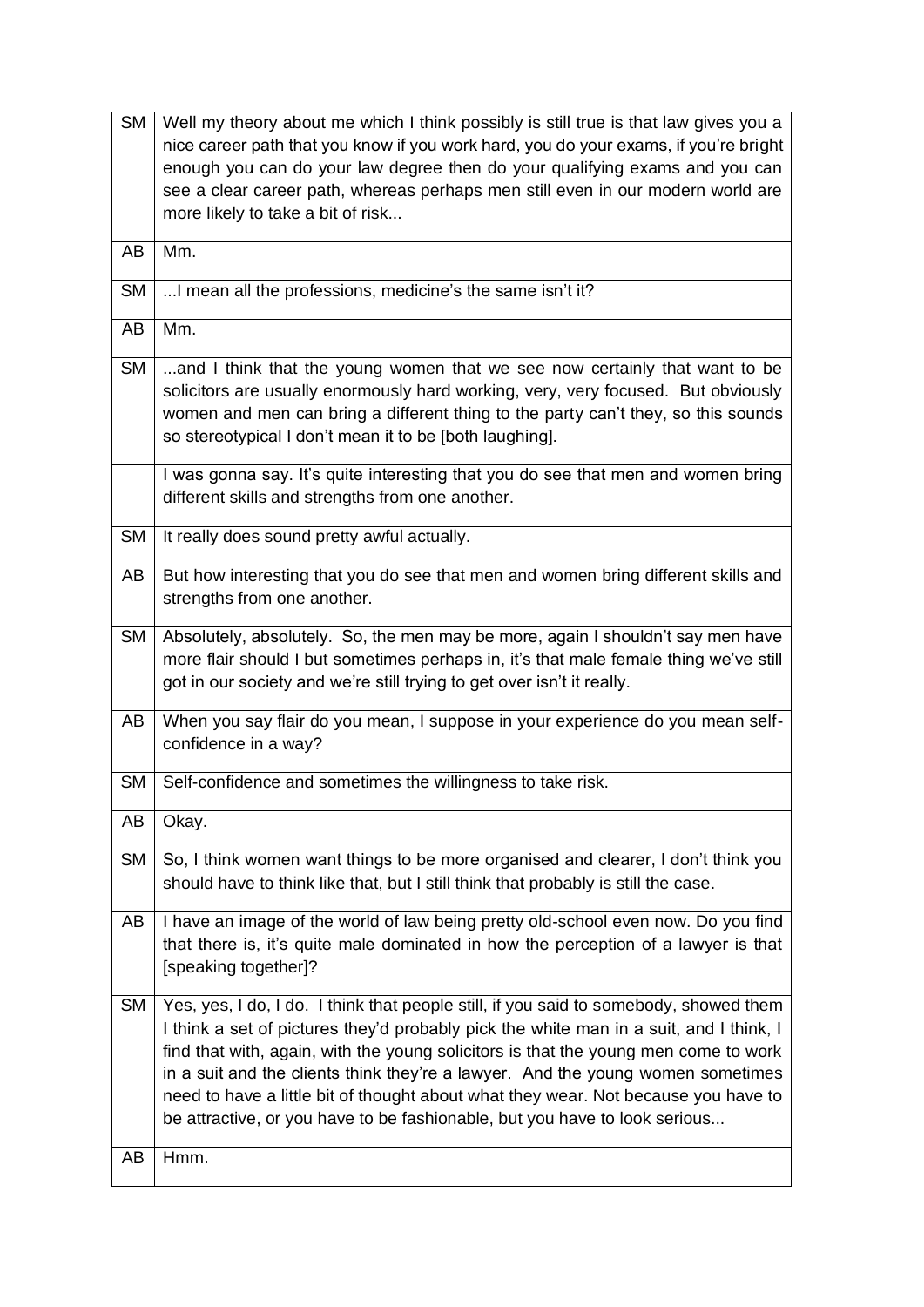| SM | Well my theory about me which I think possibly is still true is that law gives you a nice career path that you know if you work hard, you do your exams, if you're bright enough you can do your law degree then do your qualifying exams and you can see a clear career path, whereas perhaps men still even in our modern world are more likely to take a bit of risk... |
|---|---|
| AB | Mm. |
| SM | ...I mean all the professions, medicine's the same isn't it? |
| AB | Mm. |
| SM | ...and I think that the young women that we see now certainly that want to be solicitors are usually enormously hard working, very, very focused. But obviously women and men can bring a different thing to the party can't they, so this sounds so stereotypical I don't mean it to be [both laughing]. |
| | I was gonna say. It's quite interesting that you do see that men and women bring different skills and strengths from one another. |
| SM | It really does sound pretty awful actually. |
| AB | But how interesting that you do see that men and women bring different skills and strengths from one another. |
| SM | Absolutely, absolutely. So, the men may be more, again I shouldn't say men have more flair should I but sometimes perhaps in, it's that male female thing we've still got in our society and we're still trying to get over isn't it really. |
| AB | When you say flair do you mean, I suppose in your experience do you mean self-confidence in a way? |
| SM | Self-confidence and sometimes the willingness to take risk. |
| AB | Okay. |
| SM | So, I think women want things to be more organised and clearer, I don't think you should have to think like that, but I still think that probably is still the case. |
| AB | I have an image of the world of law being pretty old-school even now. Do you find that there is, it's quite male dominated in how the perception of a lawyer is that [speaking together]? |
| SM | Yes, yes, I do, I do. I think that people still, if you said to somebody, showed them I think a set of pictures they'd probably pick the white man in a suit, and I think, I find that with, again, with the young solicitors is that the young men come to work in a suit and the clients think they're a lawyer. And the young women sometimes need to have a little bit of thought about what they wear. Not because you have to be attractive, or you have to be fashionable, but you have to look serious... |
| AB | Hmm. |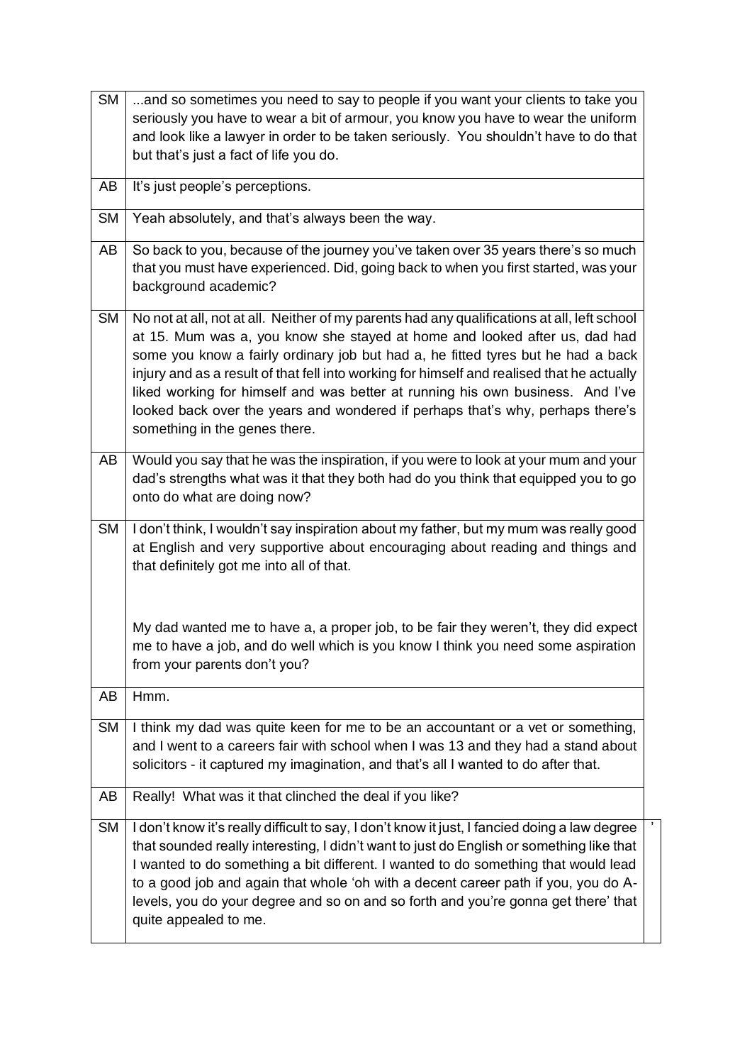| | |
|---|---|
| SM | ...and so sometimes you need to say to people if you want your clients to take you seriously you have to wear a bit of armour, you know you have to wear the uniform and look like a lawyer in order to be taken seriously. You shouldn't have to do that but that's just a fact of life you do. |
| AB | It's just people's perceptions. |
| SM | Yeah absolutely, and that's always been the way. |
| AB | So back to you, because of the journey you've taken over 35 years there's so much that you must have experienced. Did, going back to when you first started, was your background academic? |
| SM | No not at all, not at all. Neither of my parents had any qualifications at all, left school at 15. Mum was a, you know she stayed at home and looked after us, dad had some you know a fairly ordinary job but had a, he fitted tyres but he had a back injury and as a result of that fell into working for himself and realised that he actually liked working for himself and was better at running his own business. And I've looked back over the years and wondered if perhaps that's why, perhaps there's something in the genes there. |
| AB | Would you say that he was the inspiration, if you were to look at your mum and your dad's strengths what was it that they both had do you think that equipped you to go onto do what are doing now? |
| SM | I don't think, I wouldn't say inspiration about my father, but my mum was really good at English and very supportive about encouraging about reading and things and that definitely got me into all of that.<br><br>My dad wanted me to have a, a proper job, to be fair they weren't, they did expect me to have a job, and do well which is you know I think you need some aspiration from your parents don't you? |
| AB | Hmm. |
| SM | I think my dad was quite keen for me to be an accountant or a vet or something, and I went to a careers fair with school when I was 13 and they had a stand about solicitors - it captured my imagination, and that's all I wanted to do after that. |
| AB | Really! What was it that clinched the deal if you like? |
| SM | I don't know it's really difficult to say, I don't know it just, I fancied doing a law degree that sounded really interesting, I didn't want to just do English or something like that I wanted to do something a bit different. I wanted to do something that would lead to a good job and again that whole 'oh with a decent career path if you, you do A-levels, you do your degree and so on and so forth and you're gonna get there' that quite appealed to me. |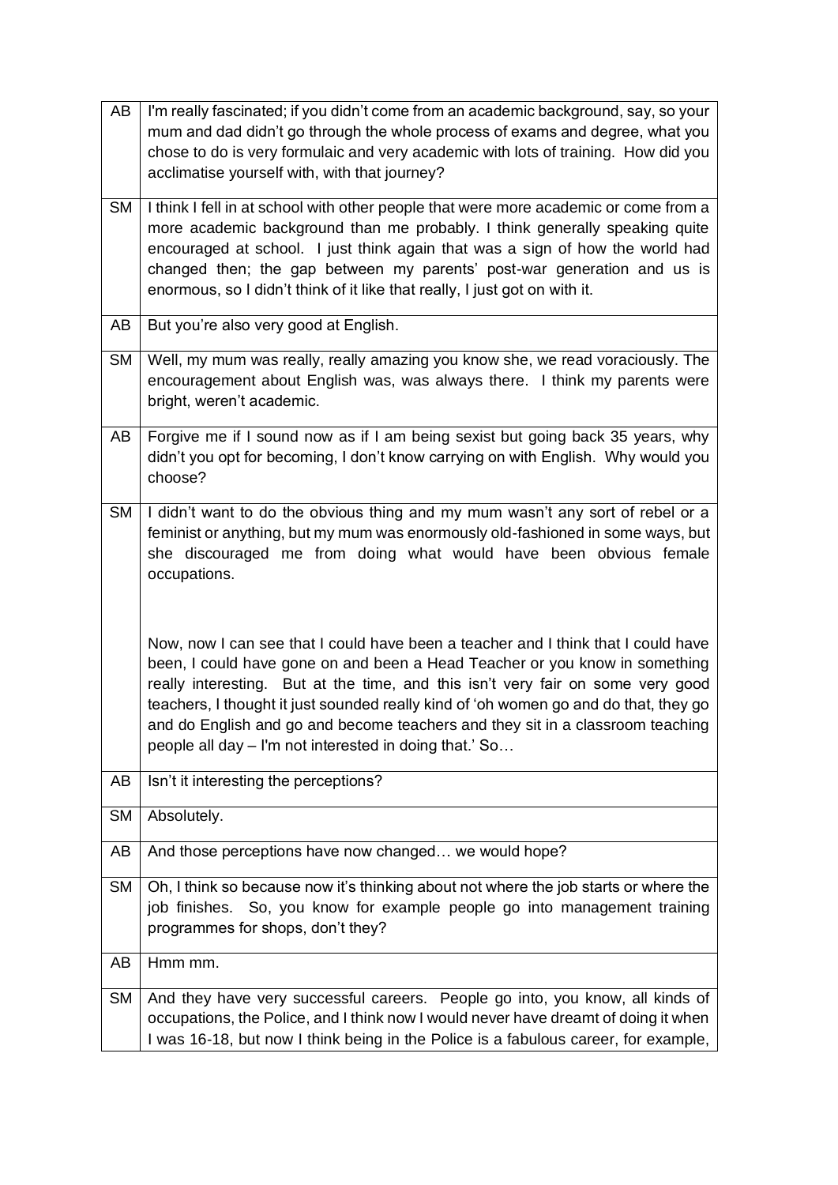| | |
|---|---|
| AB | I'm really fascinated; if you didn't come from an academic background, say, so your mum and dad didn't go through the whole process of exams and degree, what you chose to do is very formulaic and very academic with lots of training. How did you acclimatise yourself with, with that journey? |
| SM | I think I fell in at school with other people that were more academic or come from a more academic background than me probably. I think generally speaking quite encouraged at school. I just think again that was a sign of how the world had changed then; the gap between my parents' post-war generation and us is enormous, so I didn't think of it like that really, I just got on with it. |
| AB | But you're also very good at English. |
| SM | Well, my mum was really, really amazing you know she, we read voraciously. The encouragement about English was, was always there. I think my parents were bright, weren't academic. |
| AB | Forgive me if I sound now as if I am being sexist but going back 35 years, why didn't you opt for becoming, I don't know carrying on with English. Why would you choose? |
| SM | I didn't want to do the obvious thing and my mum wasn't any sort of rebel or a feminist or anything, but my mum was enormously old-fashioned in some ways, but she discouraged me from doing what would have been obvious female occupations.<br><br>Now, now I can see that I could have been a teacher and I think that I could have been, I could have gone on and been a Head Teacher or you know in something really interesting. But at the time, and this isn't very fair on some very good teachers, I thought it just sounded really kind of 'oh women go and do that, they go and do English and go and become teachers and they sit in a classroom teaching people all day – I'm not interested in doing that.' So… |
| AB | Isn't it interesting the perceptions? |
| SM | Absolutely. |
| AB | And those perceptions have now changed… we would hope? |
| SM | Oh, I think so because now it's thinking about not where the job starts or where the job finishes. So, you know for example people go into management training programmes for shops, don't they? |
| AB | Hmm mm. |
| SM | And they have very successful careers. People go into, you know, all kinds of occupations, the Police, and I think now I would never have dreamt of doing it when I was 16-18, but now I think being in the Police is a fabulous career, for example, |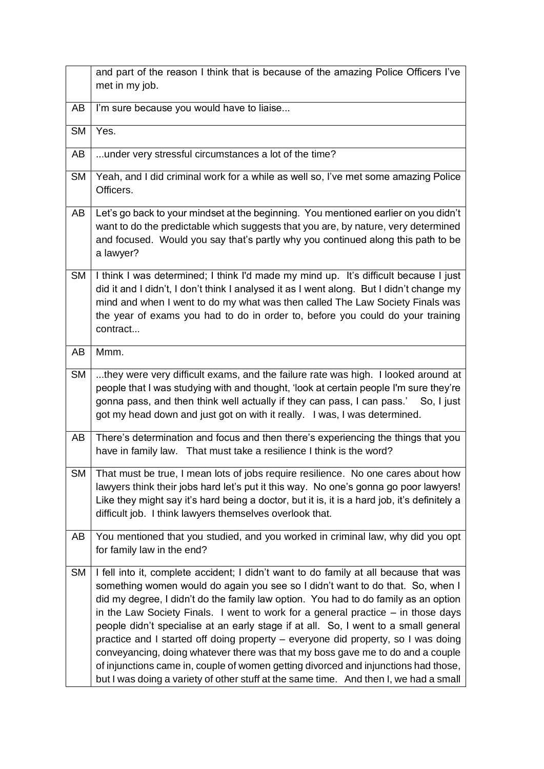| | |
|---|---|
| | and part of the reason I think that is because of the amazing Police Officers I've met in my job. |
| AB | I'm sure because you would have to liaise... |
| SM | Yes. |
| AB | ...under very stressful circumstances a lot of the time? |
| SM | Yeah, and I did criminal work for a while as well so, I've met some amazing Police Officers. |
| AB | Let's go back to your mindset at the beginning. You mentioned earlier on you didn't want to do the predictable which suggests that you are, by nature, very determined and focused. Would you say that's partly why you continued along this path to be a lawyer? |
| SM | I think I was determined; I think I'd made my mind up. It's difficult because I just did it and I didn't, I don't think I analysed it as I went along. But I didn't change my mind and when I went to do my what was then called The Law Society Finals was the year of exams you had to do in order to, before you could do your training contract... |
| AB | Mmm. |
| SM | ...they were very difficult exams, and the failure rate was high. I looked around at people that I was studying with and thought, 'look at certain people I'm sure they're gonna pass, and then think well actually if they can pass, I can pass.' So, I just got my head down and just got on with it really. I was, I was determined. |
| AB | There's determination and focus and then there's experiencing the things that you have in family law. That must take a resilience I think is the word? |
| SM | That must be true, I mean lots of jobs require resilience. No one cares about how lawyers think their jobs hard let's put it this way. No one's gonna go poor lawyers! Like they might say it's hard being a doctor, but it is, it is a hard job, it's definitely a difficult job. I think lawyers themselves overlook that. |
| AB | You mentioned that you studied, and you worked in criminal law, why did you opt for family law in the end? |
| SM | I fell into it, complete accident; I didn't want to do family at all because that was something women would do again you see so I didn't want to do that. So, when I did my degree, I didn't do the family law option. You had to do family as an option in the Law Society Finals. I went to work for a general practice – in those days people didn't specialise at an early stage if at all. So, I went to a small general practice and I started off doing property – everyone did property, so I was doing conveyancing, doing whatever there was that my boss gave me to do and a couple of injunctions came in, couple of women getting divorced and injunctions had those, but I was doing a variety of other stuff at the same time. And then I, we had a small |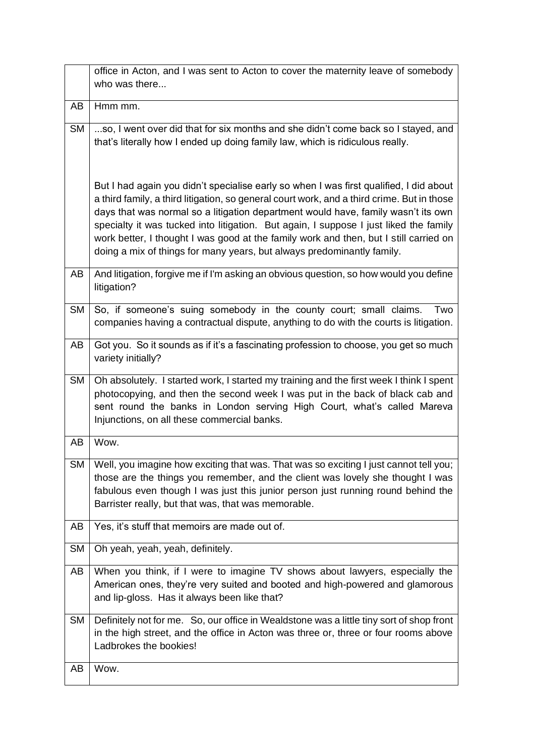|  |  |
|---|---|
|  | office in Acton, and I was sent to Acton to cover the maternity leave of somebody who was there... |
| AB | Hmm mm. |
| SM | ...so, I went over did that for six months and she didn't come back so I stayed, and that's literally how I ended up doing family law, which is ridiculous really.<br><br>But I had again you didn't specialise early so when I was first qualified, I did about a third family, a third litigation, so general court work, and a third crime. But in those days that was normal so a litigation department would have, family wasn't its own specialty it was tucked into litigation. But again, I suppose I just liked the family work better, I thought I was good at the family work and then, but I still carried on doing a mix of things for many years, but always predominantly family. |
| AB | And litigation, forgive me if I'm asking an obvious question, so how would you define litigation? |
| SM | So, if someone's suing somebody in the county court; small claims. Two companies having a contractual dispute, anything to do with the courts is litigation. |
| AB | Got you. So it sounds as if it's a fascinating profession to choose, you get so much variety initially? |
| SM | Oh absolutely. I started work, I started my training and the first week I think I spent photocopying, and then the second week I was put in the back of black cab and sent round the banks in London serving High Court, what's called Mareva Injunctions, on all these commercial banks. |
| AB | Wow. |
| SM | Well, you imagine how exciting that was. That was so exciting I just cannot tell you; those are the things you remember, and the client was lovely she thought I was fabulous even though I was just this junior person just running round behind the Barrister really, but that was, that was memorable. |
| AB | Yes, it's stuff that memoirs are made out of. |
| SM | Oh yeah, yeah, yeah, definitely. |
| AB | When you think, if I were to imagine TV shows about lawyers, especially the American ones, they're very suited and booted and high-powered and glamorous and lip-gloss. Has it always been like that? |
| SM | Definitely not for me. So, our office in Wealdstone was a little tiny sort of shop front in the high street, and the office in Acton was three or, three or four rooms above Ladbrokes the bookies! |
| AB | Wow. |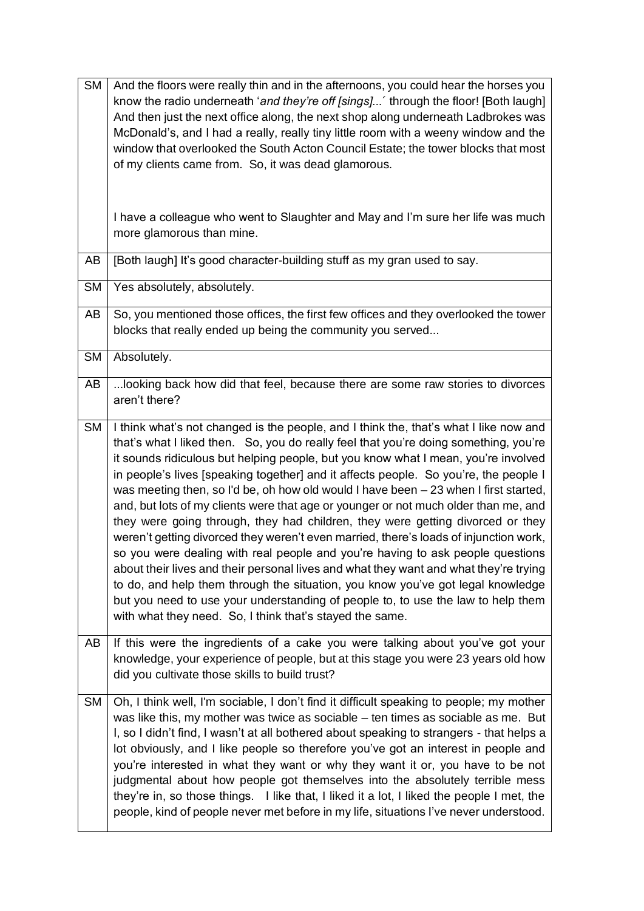| | |
|---|---|
| SM | And the floors were really thin and in the afternoons, you could hear the horses you know the radio underneath '*and they're off [sings]...*' through the floor! [Both laugh] And then just the next office along, the next shop along underneath Ladbrokes was McDonald's, and I had a really, really tiny little room with a weeny window and the window that overlooked the South Acton Council Estate; the tower blocks that most of my clients came from. So, it was dead glamorous.<br><br>I have a colleague who went to Slaughter and May and I'm sure her life was much more glamorous than mine. |
| AB | [Both laugh] It's good character-building stuff as my gran used to say. |
| SM | Yes absolutely, absolutely. |
| AB | So, you mentioned those offices, the first few offices and they overlooked the tower blocks that really ended up being the community you served... |
| SM | Absolutely. |
| AB | ...looking back how did that feel, because there are some raw stories to divorces aren't there? |
| SM | I think what's not changed is the people, and I think the, that's what I like now and that's what I liked then. So, you do really feel that you're doing something, you're it sounds ridiculous but helping people, but you know what I mean, you're involved in people's lives [speaking together] and it affects people. So you're, the people I was meeting then, so I'd be, oh how old would I have been – 23 when I first started, and, but lots of my clients were that age or younger or not much older than me, and they were going through, they had children, they were getting divorced or they weren't getting divorced they weren't even married, there's loads of injunction work, so you were dealing with real people and you're having to ask people questions about their lives and their personal lives and what they want and what they're trying to do, and help them through the situation, you know you've got legal knowledge but you need to use your understanding of people to, to use the law to help them with what they need. So, I think that's stayed the same. |
| AB | If this were the ingredients of a cake you were talking about you've got your knowledge, your experience of people, but at this stage you were 23 years old how did you cultivate those skills to build trust? |
| SM | Oh, I think well, I'm sociable, I don't find it difficult speaking to people; my mother was like this, my mother was twice as sociable – ten times as sociable as me. But I, so I didn't find, I wasn't at all bothered about speaking to strangers - that helps a lot obviously, and I like people so therefore you've got an interest in people and you're interested in what they want or why they want it or, you have to be not judgmental about how people got themselves into the absolutely terrible mess they're in, so those things. I like that, I liked it a lot, I liked the people I met, the people, kind of people never met before in my life, situations I've never understood. |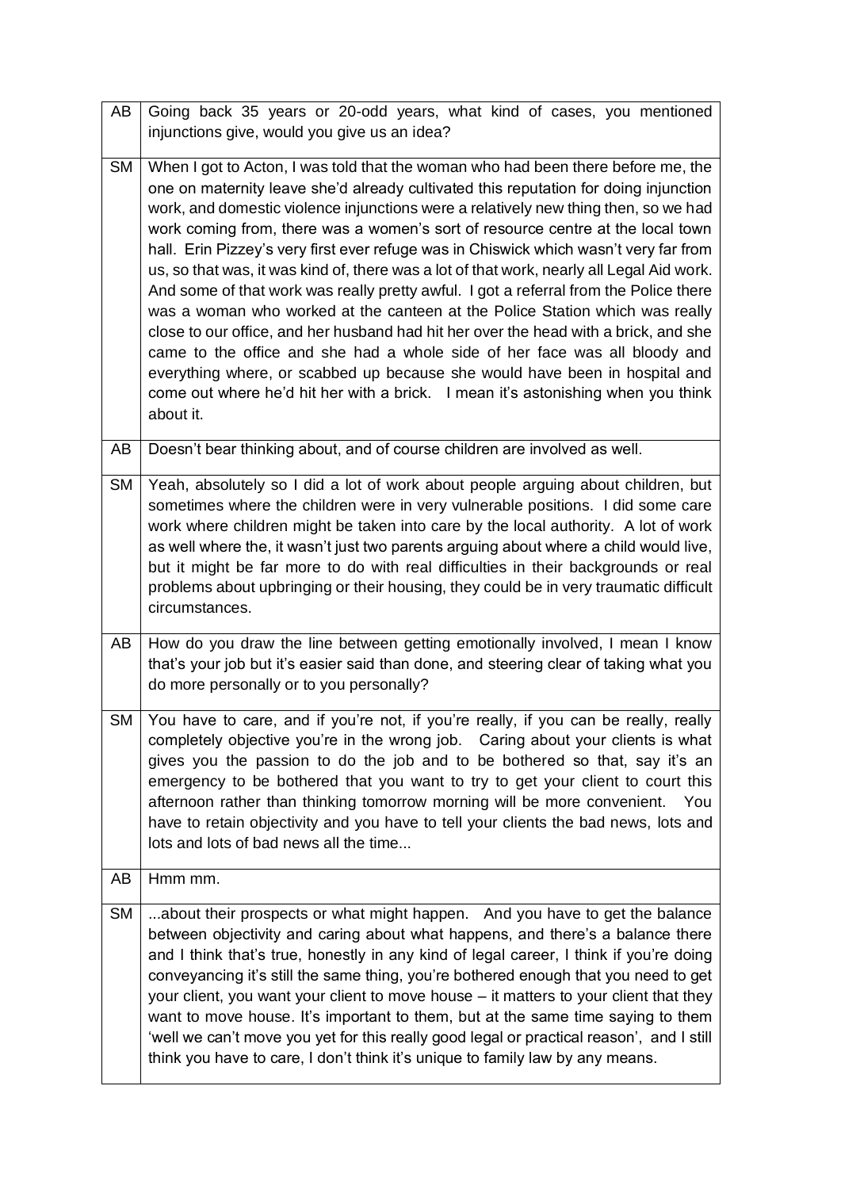| | |
|---|---|
| AB | Going back 35 years or 20-odd years, what kind of cases, you mentioned injunctions give, would you give us an idea? |
| SM | When I got to Acton, I was told that the woman who had been there before me, the one on maternity leave she'd already cultivated this reputation for doing injunction work, and domestic violence injunctions were a relatively new thing then, so we had work coming from, there was a women's sort of resource centre at the local town hall. Erin Pizzey's very first ever refuge was in Chiswick which wasn't very far from us, so that was, it was kind of, there was a lot of that work, nearly all Legal Aid work. And some of that work was really pretty awful. I got a referral from the Police there was a woman who worked at the canteen at the Police Station which was really close to our office, and her husband had hit her over the head with a brick, and she came to the office and she had a whole side of her face was all bloody and everything where, or scabbed up because she would have been in hospital and come out where he'd hit her with a brick. I mean it's astonishing when you think about it. |
| AB | Doesn't bear thinking about, and of course children are involved as well. |
| SM | Yeah, absolutely so I did a lot of work about people arguing about children, but sometimes where the children were in very vulnerable positions. I did some care work where children might be taken into care by the local authority. A lot of work as well where the, it wasn't just two parents arguing about where a child would live, but it might be far more to do with real difficulties in their backgrounds or real problems about upbringing or their housing, they could be in very traumatic difficult circumstances. |
| AB | How do you draw the line between getting emotionally involved, I mean I know that's your job but it's easier said than done, and steering clear of taking what you do more personally or to you personally? |
| SM | You have to care, and if you're not, if you're really, if you can be really, really completely objective you're in the wrong job. Caring about your clients is what gives you the passion to do the job and to be bothered so that, say it's an emergency to be bothered that you want to try to get your client to court this afternoon rather than thinking tomorrow morning will be more convenient. You have to retain objectivity and you have to tell your clients the bad news, lots and lots and lots of bad news all the time... |
| AB | Hmm mm. |
| SM | ...about their prospects or what might happen. And you have to get the balance between objectivity and caring about what happens, and there's a balance there and I think that's true, honestly in any kind of legal career, I think if you're doing conveyancing it's still the same thing, you're bothered enough that you need to get your client, you want your client to move house – it matters to your client that they want to move house. It's important to them, but at the same time saying to them 'well we can't move you yet for this really good legal or practical reason', and I still think you have to care, I don't think it's unique to family law by any means. |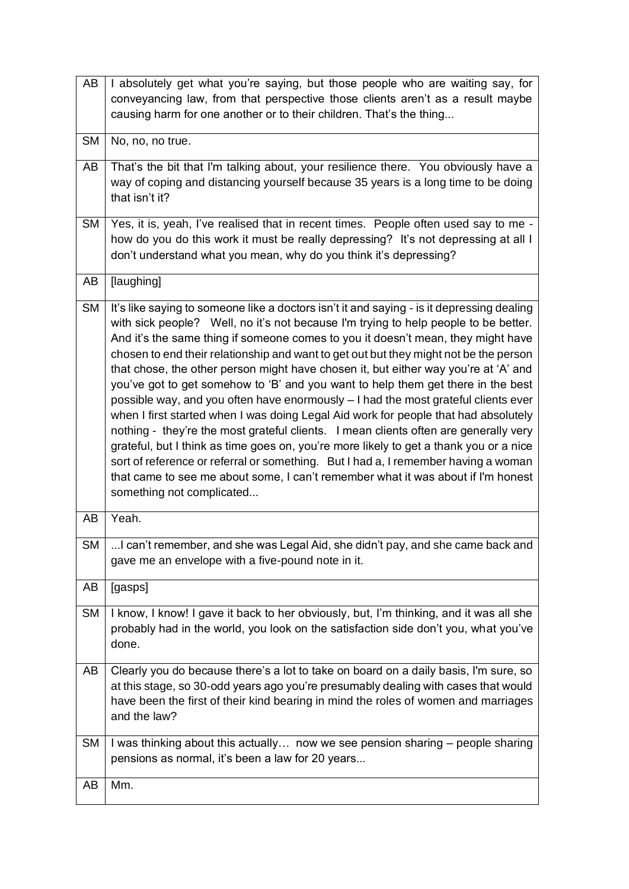| | |
|---|---|
| AB | I absolutely get what you're saying, but those people who are waiting say, for conveyancing law, from that perspective those clients aren't as a result maybe causing harm for one another or to their children. That's the thing... |
| SM | No, no, no true. |
| AB | That's the bit that I'm talking about, your resilience there. You obviously have a way of coping and distancing yourself because 35 years is a long time to be doing that isn't it? |
| SM | Yes, it is, yeah, I've realised that in recent times. People often used say to me - how do you do this work it must be really depressing? It's not depressing at all I don't understand what you mean, why do you think it's depressing? |
| AB | [laughing] |
| SM | It's like saying to someone like a doctors isn't it and saying - is it depressing dealing with sick people? Well, no it's not because I'm trying to help people to be better. And it's the same thing if someone comes to you it doesn't mean, they might have chosen to end their relationship and want to get out but they might not be the person that chose, the other person might have chosen it, but either way you're at 'A' and you've got to get somehow to 'B' and you want to help them get there in the best possible way, and you often have enormously – I had the most grateful clients ever when I first started when I was doing Legal Aid work for people that had absolutely nothing - they're the most grateful clients. I mean clients often are generally very grateful, but I think as time goes on, you're more likely to get a thank you or a nice sort of reference or referral or something. But I had a, I remember having a woman that came to see me about some, I can't remember what it was about if I'm honest something not complicated... |
| AB | Yeah. |
| SM | ...I can't remember, and she was Legal Aid, she didn't pay, and she came back and gave me an envelope with a five-pound note in it. |
| AB | [gasps] |
| SM | I know, I know! I gave it back to her obviously, but, I'm thinking, and it was all she probably had in the world, you look on the satisfaction side don't you, what you've done. |
| AB | Clearly you do because there's a lot to take on board on a daily basis, I'm sure, so at this stage, so 30-odd years ago you're presumably dealing with cases that would have been the first of their kind bearing in mind the roles of women and marriages and the law? |
| SM | I was thinking about this actually… now we see pension sharing – people sharing pensions as normal, it's been a law for 20 years... |
| AB | Mm. |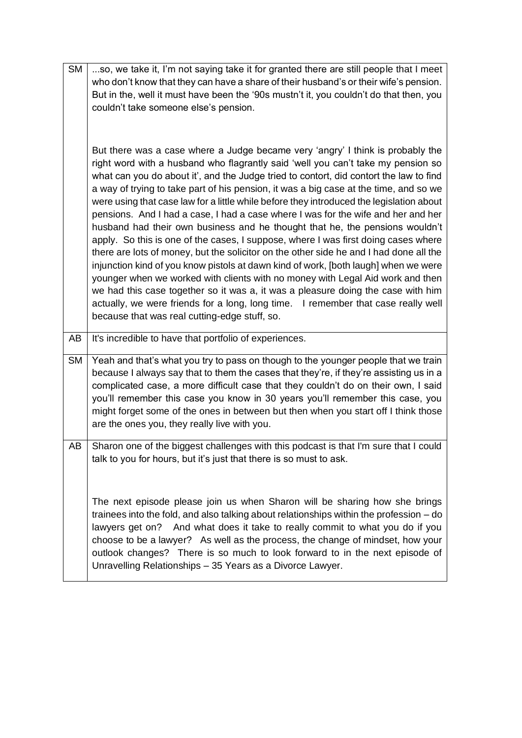| | |
|---|---|
| SM | ...so, we take it, I'm not saying take it for granted there are still people that I meet who don't know that they can have a share of their husband's or their wife's pension. But in the, well it must have been the '90s mustn't it, you couldn't do that then, you couldn't take someone else's pension.<br><br>But there was a case where a Judge became very 'angry' I think is probably the right word with a husband who flagrantly said 'well you can't take my pension so what can you do about it', and the Judge tried to contort, did contort the law to find a way of trying to take part of his pension, it was a big case at the time, and so we were using that case law for a little while before they introduced the legislation about pensions. And I had a case, I had a case where I was for the wife and her and her husband had their own business and he thought that he, the pensions wouldn't apply. So this is one of the cases, I suppose, where I was first doing cases where there are lots of money, but the solicitor on the other side he and I had done all the injunction kind of you know pistols at dawn kind of work, [both laugh] when we were younger when we worked with clients with no money with Legal Aid work and then we had this case together so it was a, it was a pleasure doing the case with him actually, we were friends for a long, long time. I remember that case really well because that was real cutting-edge stuff, so. |
| AB | It's incredible to have that portfolio of experiences. |
| SM | Yeah and that's what you try to pass on though to the younger people that we train because I always say that to them the cases that they're, if they're assisting us in a complicated case, a more difficult case that they couldn't do on their own, I said you'll remember this case you know in 30 years you'll remember this case, you might forget some of the ones in between but then when you start off I think those are the ones you, they really live with you. |
| AB | Sharon one of the biggest challenges with this podcast is that I'm sure that I could talk to you for hours, but it's just that there is so must to ask.<br><br>The next episode please join us when Sharon will be sharing how she brings trainees into the fold, and also talking about relationships within the profession – do lawyers get on? And what does it take to really commit to what you do if you choose to be a lawyer? As well as the process, the change of mindset, how your outlook changes? There is so much to look forward to in the next episode of Unravelling Relationships – 35 Years as a Divorce Lawyer. |